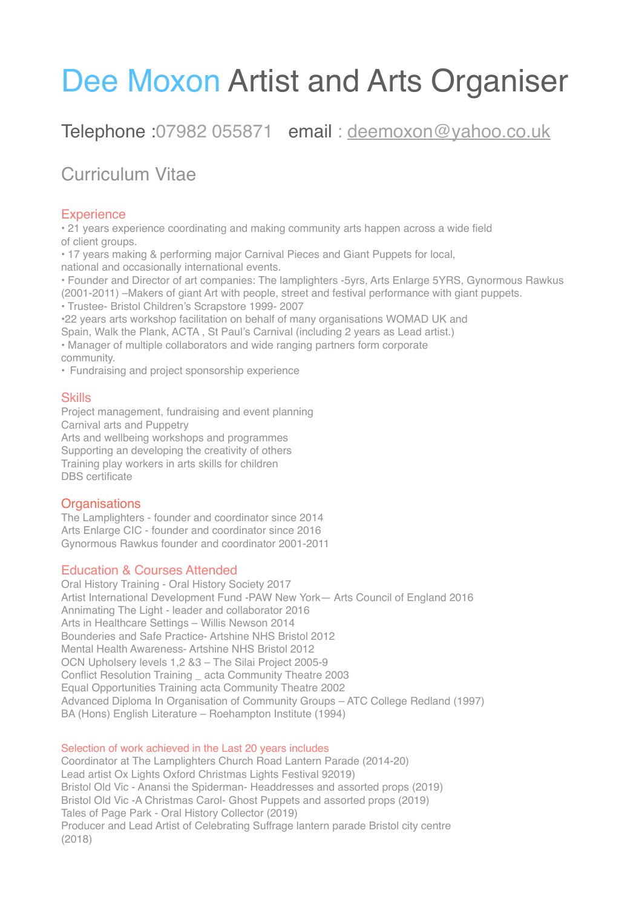# Dee Moxon Artist and Arts Organiser

## Telephone :07982 055871 email : deemoxon@yahoo.co.uk

## Curriculum Vitae

### Experience

• 21 years experience coordinating and making community arts happen across a wide field of client groups.
• 17 years making & performing major Carnival Pieces and Giant Puppets for local, national and occasionally international events.
• Founder and Director of art companies: The lamplighters -5yrs, Arts Enlarge 5YRS, Gynormous Rawkus (2001-2011) –Makers of giant Art with people, street and festival performance with giant puppets.
• Trustee- Bristol Children's Scrapstore 1999- 2007
•22 years arts workshop facilitation on behalf of many organisations WOMAD UK and Spain, Walk the Plank, ACTA , St Paul's Carnival (including 2 years as Lead artist.)
• Manager of multiple collaborators and wide ranging partners form corporate community.
• Fundraising and project sponsorship experience

### Skills

Project management, fundraising and event planning
Carnival arts and Puppetry
Arts and wellbeing workshops and programmes
Supporting an developing the creativity of others
Training play workers in arts skills for children
DBS certificate

### Organisations

The Lamplighters - founder and coordinator since 2014
Arts Enlarge CIC - founder and coordinator since 2016
Gynormous Rawkus founder and coordinator 2001-2011

### Education & Courses Attended

Oral History Training - Oral History Society 2017
Artist International Development Fund -PAW New York— Arts Council of England 2016
Annimating The Light - leader and collaborator 2016
Arts in Healthcare Settings – Willis Newson 2014
Bounderies and Safe Practice- Artshine NHS Bristol 2012
Mental Health Awareness- Artshine NHS Bristol 2012
OCN Upholsery levels 1,2 &3 – The Silai Project 2005-9
Conflict Resolution Training _ acta Community Theatre 2003
Equal Opportunities Training acta Community Theatre 2002
Advanced Diploma In Organisation of Community Groups – ATC College Redland (1997)
BA (Hons) English Literature – Roehampton Institute (1994)

#### Selection of work achieved in the Last 20 years includes

Coordinator at The Lamplighters Church Road Lantern Parade (2014-20)
Lead artist Ox Lights Oxford Christmas Lights Festival 92019)
Bristol Old Vic - Anansi the Spiderman- Headdresses and assorted props (2019)
Bristol Old Vic -A Christmas Carol- Ghost Puppets and assorted props (2019)
Tales of Page Park - Oral History Collector (2019)
Producer and Lead Artist of Celebrating Suffrage lantern parade Bristol city centre (2018)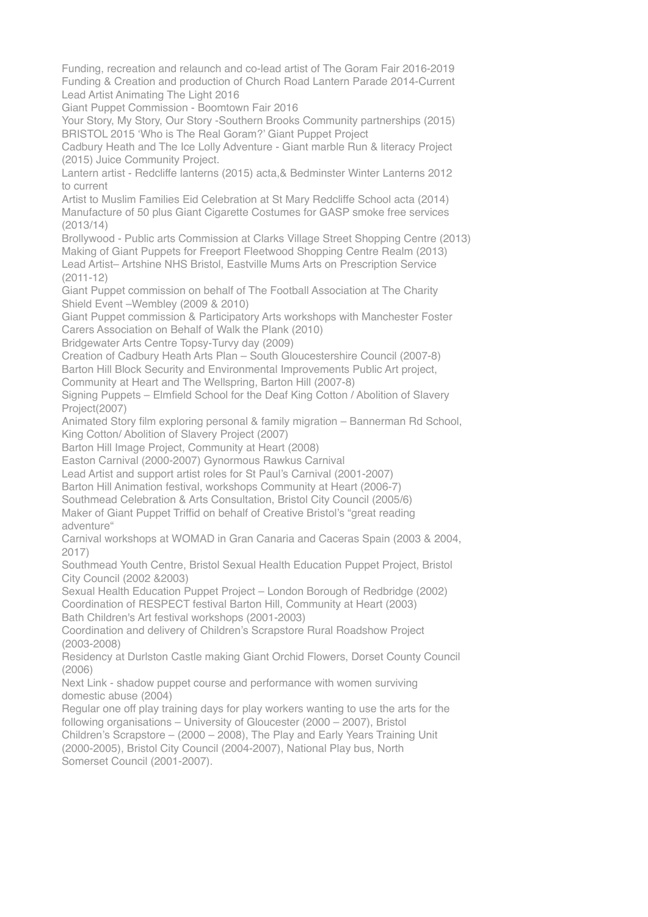Funding, recreation and relaunch and co-lead artist of The Goram Fair 2016-2019
Funding & Creation and production of Church Road Lantern Parade 2014-Current
Lead Artist Animating The Light 2016
Giant Puppet Commission - Boomtown Fair 2016
Your Story, My Story, Our Story -Southern Brooks Community partnerships (2015)
BRISTOL 2015 'Who is The Real Goram?' Giant Puppet Project
Cadbury Heath and The Ice Lolly Adventure - Giant marble Run & literacy Project (2015) Juice Community Project.
Lantern artist - Redcliffe lanterns (2015) acta,& Bedminster Winter Lanterns 2012 to current
Artist to Muslim Families Eid Celebration at St Mary Redcliffe School acta (2014)
Manufacture of 50 plus Giant Cigarette Costumes for GASP smoke free services (2013/14)
Brollywood - Public arts Commission at Clarks Village Street Shopping Centre (2013)
Making of Giant Puppets for Freeport Fleetwood Shopping Centre Realm (2013)
Lead Artist– Artshine NHS Bristol, Eastville Mums Arts on Prescription Service (2011-12)
Giant Puppet commission on behalf of The Football Association at The Charity Shield Event –Wembley (2009 & 2010)
Giant Puppet commission & Participatory Arts workshops with Manchester Foster Carers Association on Behalf of Walk the Plank (2010)
Bridgewater Arts Centre Topsy-Turvy day (2009)
Creation of Cadbury Heath Arts Plan – South Gloucestershire Council (2007-8)
Barton Hill Block Security and Environmental Improvements Public Art project, Community at Heart and The Wellspring, Barton Hill (2007-8)
Signing Puppets – Elmfield School for the Deaf King Cotton / Abolition of Slavery Project(2007)
Animated Story film exploring personal & family migration – Bannerman Rd School, King Cotton/ Abolition of Slavery Project (2007)
Barton Hill Image Project, Community at Heart (2008)
Easton Carnival (2000-2007) Gynormous Rawkus Carnival
Lead Artist and support artist roles for St Paul's Carnival (2001-2007)
Barton Hill Animation festival, workshops Community at Heart (2006-7)
Southmead Celebration & Arts Consultation, Bristol City Council (2005/6)
Maker of Giant Puppet Triffid on behalf of Creative Bristol's "great reading adventure"
Carnival workshops at WOMAD in Gran Canaria and Caceras Spain (2003 & 2004, 2017)
Southmead Youth Centre, Bristol Sexual Health Education Puppet Project, Bristol City Council (2002 &2003)
Sexual Health Education Puppet Project – London Borough of Redbridge (2002)
Coordination of RESPECT festival Barton Hill, Community at Heart (2003)
Bath Children's Art festival workshops (2001-2003)
Coordination and delivery of Children's Scrapstore Rural Roadshow Project (2003-2008)
Residency at Durlston Castle making Giant Orchid Flowers, Dorset County Council (2006)
Next Link - shadow puppet course and performance with women surviving domestic abuse (2004)
Regular one off play training days for play workers wanting to use the arts for the following organisations – University of Gloucester (2000 – 2007), Bristol Children's Scrapstore – (2000 – 2008), The Play and Early Years Training Unit (2000-2005), Bristol City Council (2004-2007), National Play bus, North Somerset Council (2001-2007).